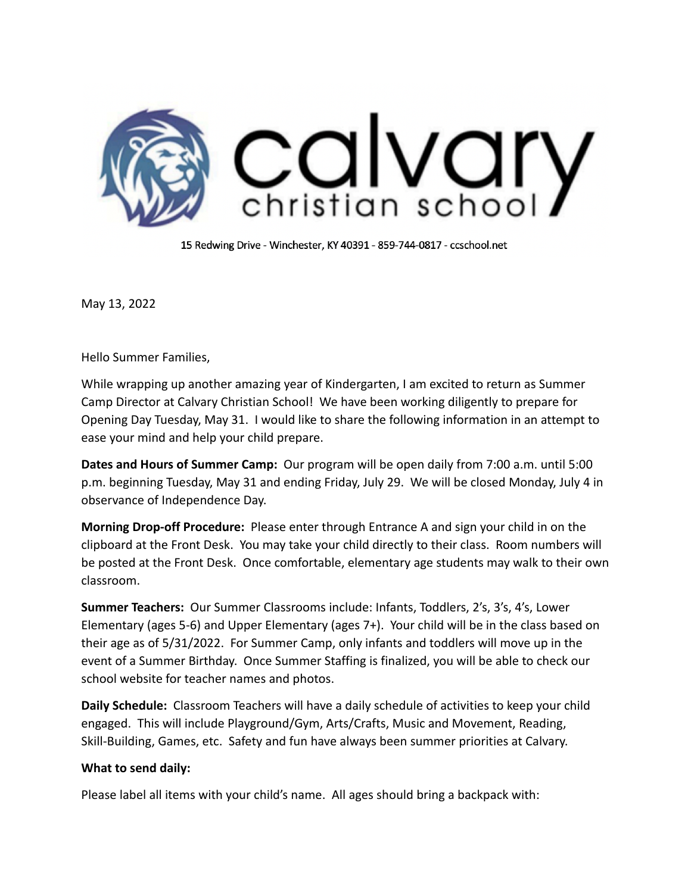# calvary christian school

15 Redwing Drive - Winchester, KY 40391 - 859-744-0817 - ccschool.net

May 13, 2022

Hello Summer Families,

While wrapping up another amazing year of Kindergarten, I am excited to return as Summer Camp Director at Calvary Christian School! We have been working diligently to prepare for Opening Day Tuesday, May 31. I would like to share the following information in an attempt to ease your mind and help your child prepare.

**Dates and Hours of Summer Camp:** Our program will be open daily from 7:00 a.m. until 5:00 p.m. beginning Tuesday, May 31 and ending Friday, July 29. We will be closed Monday, July 4 in observance of Independence Day.

**Morning Drop-off Procedure:** Please enter through Entrance A and sign your child in on the clipboard at the Front Desk. You may take your child directly to their class. Room numbers will be posted at the Front Desk. Once comfortable, elementary age students may walk to their own classroom.

**Summer Teachers:** Our Summer Classrooms include: Infants, Toddlers, 2's, 3's, 4's, Lower Elementary (ages 5-6) and Upper Elementary (ages 7+). Your child will be in the class based on their age as of 5/31/2022. For Summer Camp, only infants and toddlers will move up in the event of a Summer Birthday. Once Summer Staffing is finalized, you will be able to check our school website for teacher names and photos.

**Daily Schedule:** Classroom Teachers will have a daily schedule of activities to keep your child engaged. This will include Playground/Gym, Arts/Crafts, Music and Movement, Reading, Skill-Building, Games, etc. Safety and fun have always been summer priorities at Calvary.

**What to send daily:**

Please label all items with your child's name. All ages should bring a backpack with: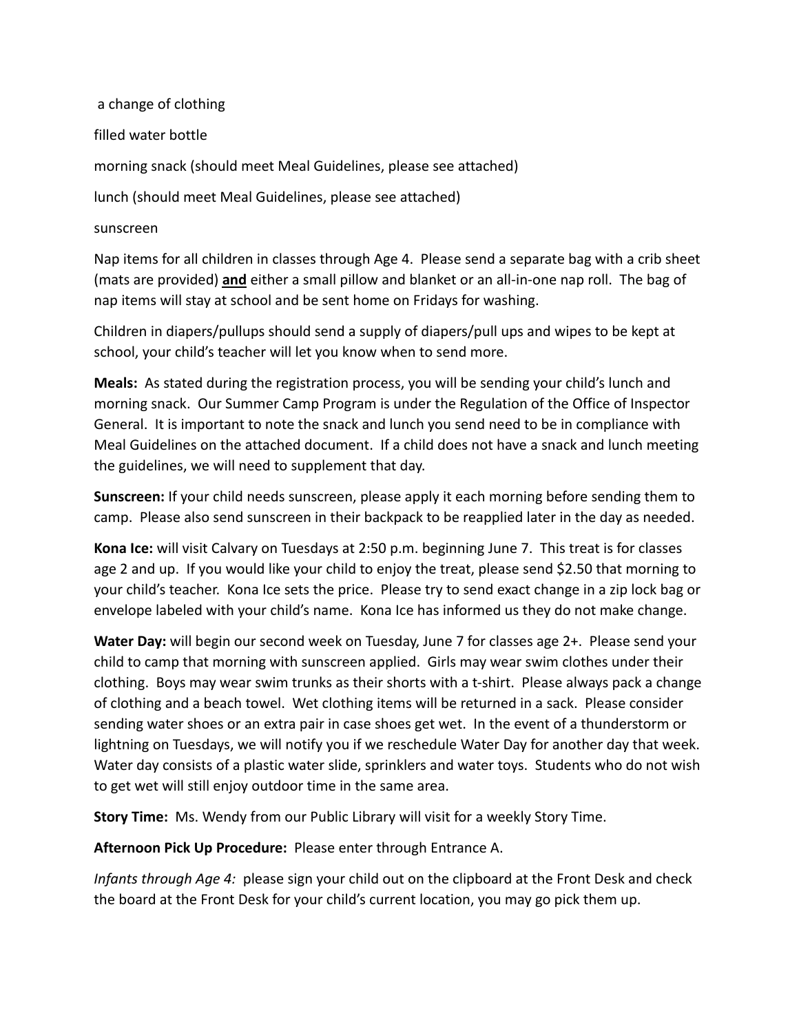a change of clothing

filled water bottle

morning snack (should meet Meal Guidelines, please see attached)

lunch (should meet Meal Guidelines, please see attached)

sunscreen

Nap items for all children in classes through Age 4. Please send a separate bag with a crib sheet (mats are provided) **and** either a small pillow and blanket or an all-in-one nap roll. The bag of nap items will stay at school and be sent home on Fridays for washing.

Children in diapers/pullups should send a supply of diapers/pull ups and wipes to be kept at school, your child's teacher will let you know when to send more.

**Meals:** As stated during the registration process, you will be sending your child's lunch and morning snack. Our Summer Camp Program is under the Regulation of the Office of Inspector General. It is important to note the snack and lunch you send need to be in compliance with Meal Guidelines on the attached document. If a child does not have a snack and lunch meeting the guidelines, we will need to supplement that day.

**Sunscreen:** If your child needs sunscreen, please apply it each morning before sending them to camp. Please also send sunscreen in their backpack to be reapplied later in the day as needed.

**Kona Ice:** will visit Calvary on Tuesdays at 2:50 p.m. beginning June 7. This treat is for classes age 2 and up. If you would like your child to enjoy the treat, please send $2.50 that morning to your child's teacher. Kona Ice sets the price. Please try to send exact change in a zip lock bag or envelope labeled with your child's name. Kona Ice has informed us they do not make change.

**Water Day:** will begin our second week on Tuesday, June 7 for classes age 2+. Please send your child to camp that morning with sunscreen applied. Girls may wear swim clothes under their clothing. Boys may wear swim trunks as their shorts with a t-shirt. Please always pack a change of clothing and a beach towel. Wet clothing items will be returned in a sack. Please consider sending water shoes or an extra pair in case shoes get wet. In the event of a thunderstorm or lightning on Tuesdays, we will notify you if we reschedule Water Day for another day that week. Water day consists of a plastic water slide, sprinklers and water toys. Students who do not wish to get wet will still enjoy outdoor time in the same area.

**Story Time:** Ms. Wendy from our Public Library will visit for a weekly Story Time.

**Afternoon Pick Up Procedure:** Please enter through Entrance A.

*Infants through Age 4:* please sign your child out on the clipboard at the Front Desk and check the board at the Front Desk for your child's current location, you may go pick them up.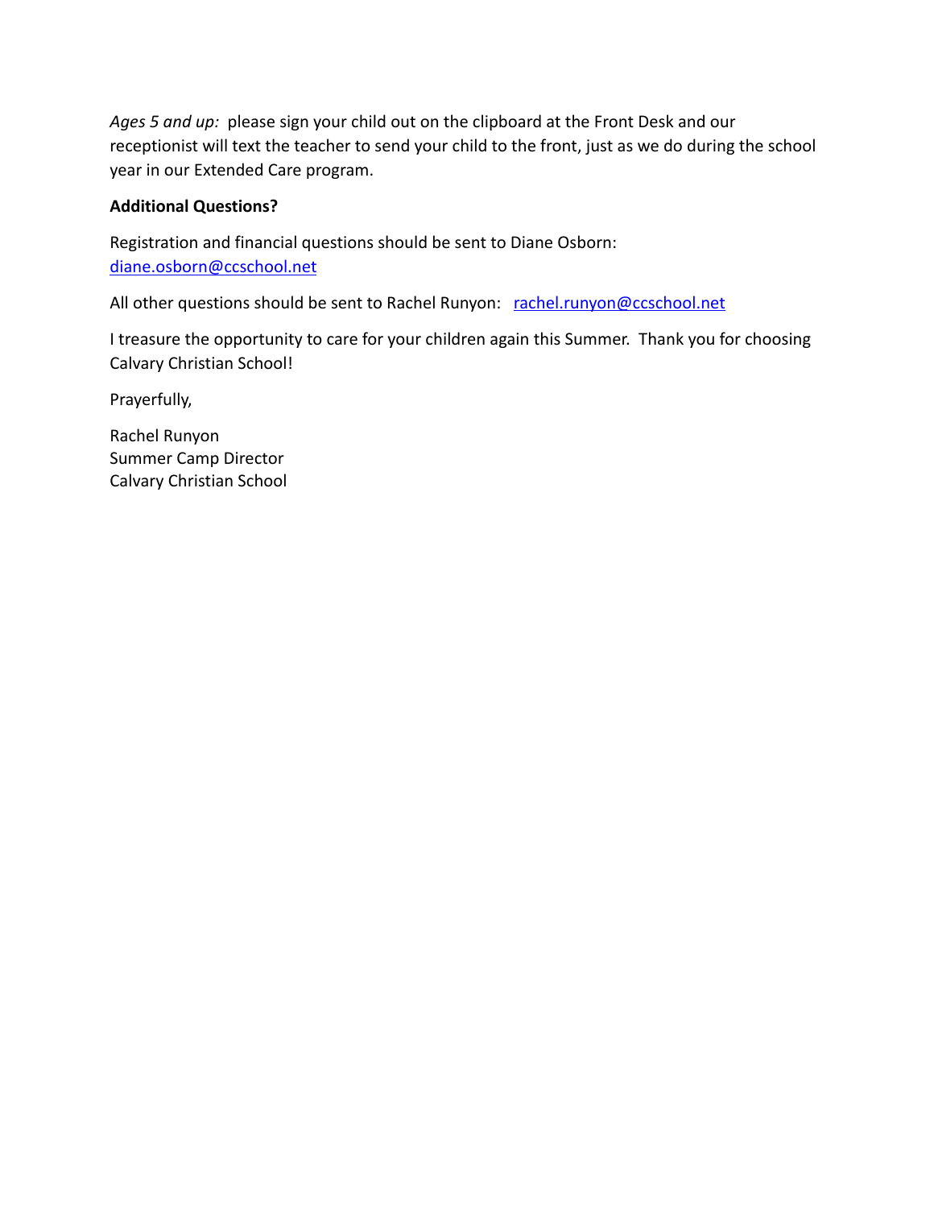*Ages 5 and up:* please sign your child out on the clipboard at the Front Desk and our receptionist will text the teacher to send your child to the front, just as we do during the school year in our Extended Care program.

**Additional Questions?**

Registration and financial questions should be sent to Diane Osborn: [diane.osborn@ccschool.net](mailto:diane.osborn@ccschool.net)

All other questions should be sent to Rachel Runyon: [rachel.runyon@ccschool.net](mailto:rachel.runyon@ccschool.net)

I treasure the opportunity to care for your children again this Summer. Thank you for choosing Calvary Christian School!

Prayerfully,

Rachel Runyon
Summer Camp Director
Calvary Christian School